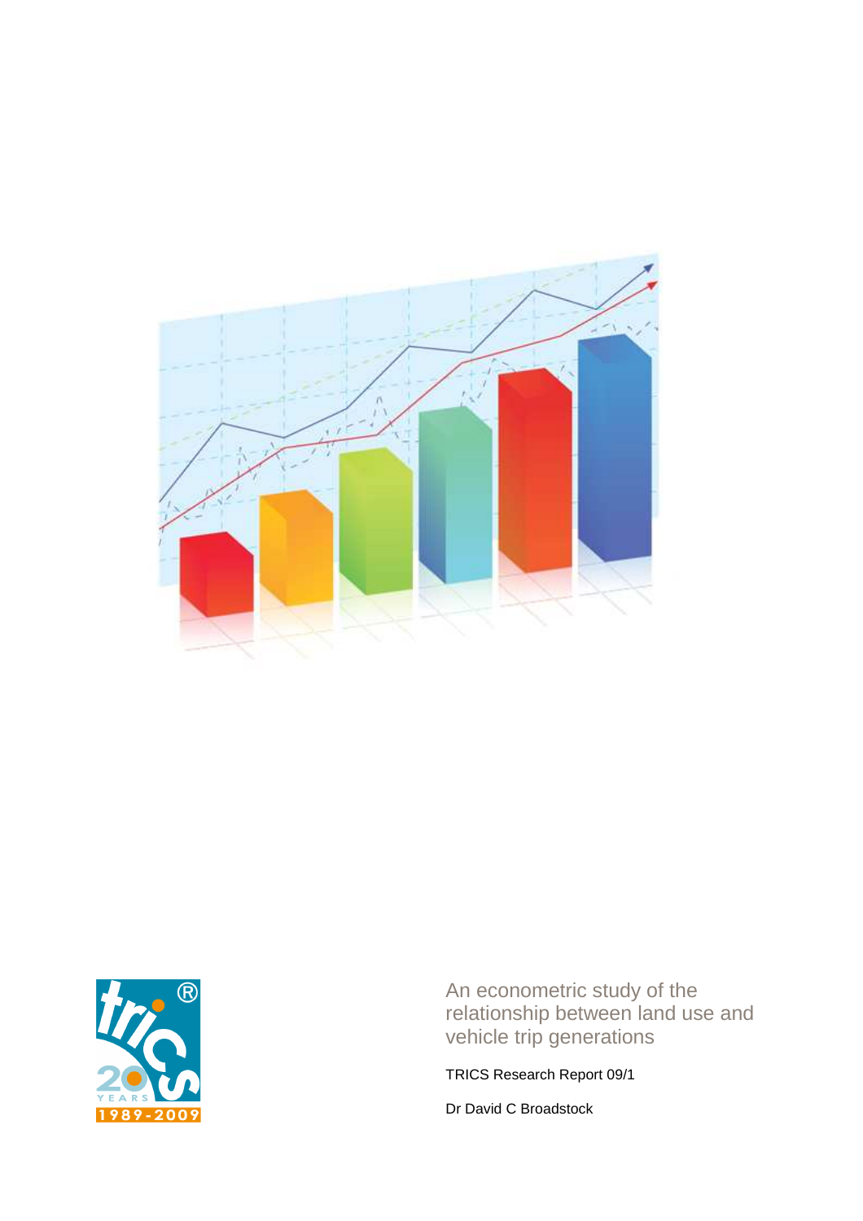# An econometric study of the relationship between land use and vehicle trip generations

TRICS Research Report 09/1

Dr David C Broadstock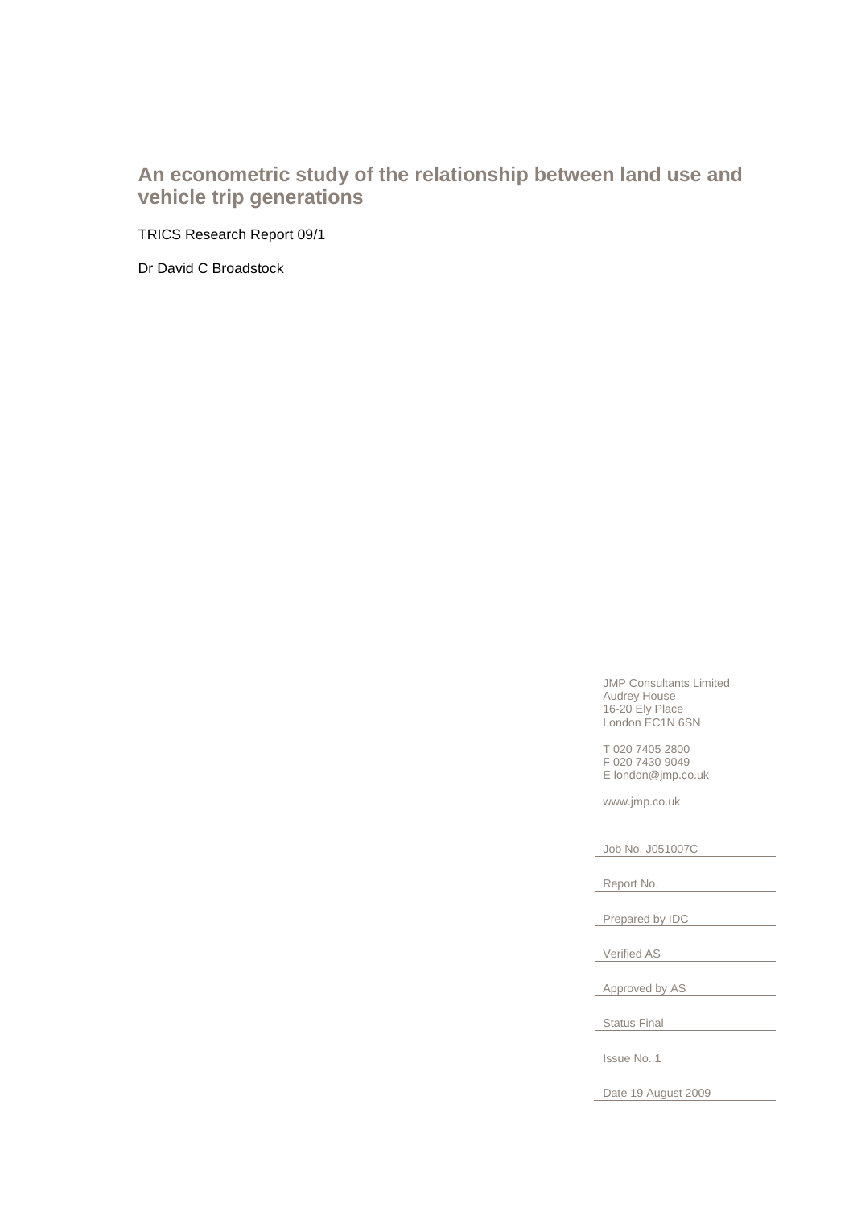# An econometric study of the relationship between land use and vehicle trip generations

TRICS Research Report 09/1

Dr David C Broadstock

JMP Consultants Limited
Audrey House
16-20 Ely Place
London EC1N 6SN

T 020 7405 2800
F 020 7430 9049
E london@jmp.co.uk

www.jmp.co.uk

Job No. J051007C

Report No.

Prepared by IDC

Verified AS

Approved by AS

Status Final

Issue No. 1

Date 19 August 2009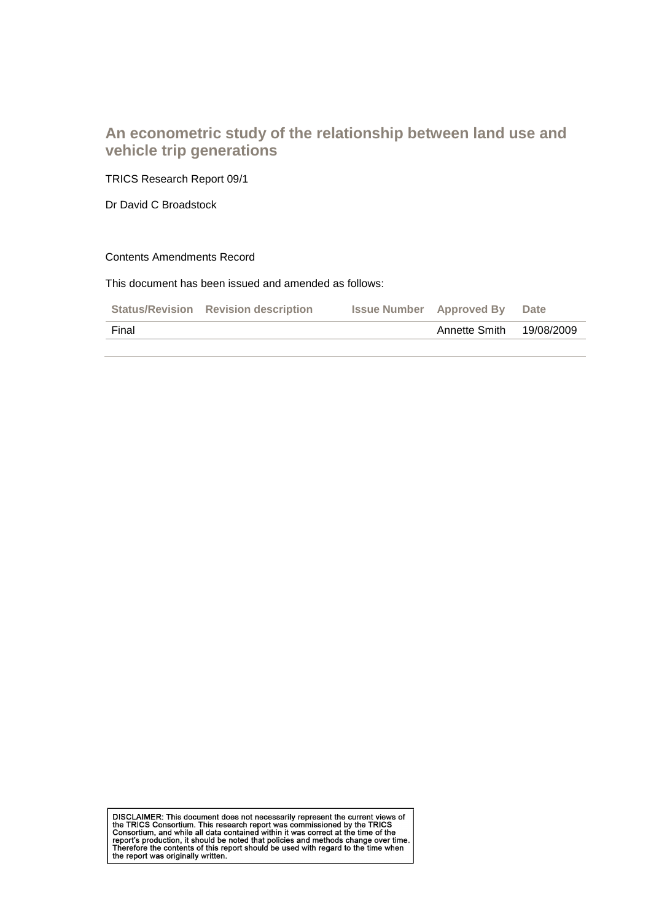# An econometric study of the relationship between land use and vehicle trip generations

TRICS Research Report 09/1

Dr David C Broadstock

Contents Amendments Record

This document has been issued and amended as follows:

| Status/Revision | Revision description | Issue Number | Approved By | Date |
|---|---|---|---|---|
| Final | | | Annette Smith | 19/08/2009 |

DISCLAIMER: This document does not necessarily represent the current views of the TRICS Consortium. This research report was commissioned by the TRICS Consortium, and while all data contained within it was correct at the time of the report's production, it should be noted that policies and methods change over time. Therefore the contents of this report should be used with regard to the time when the report was originally written.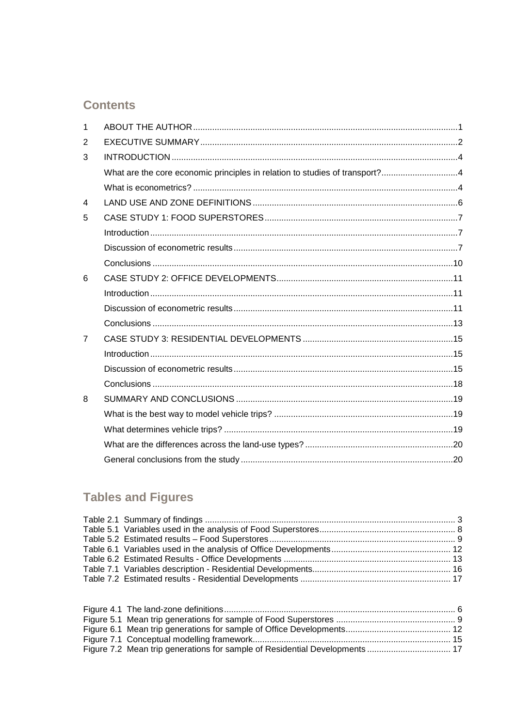## Contents

| | | |
|---|---|---|
| 1 | ABOUT THE AUTHOR | 1 |
| 2 | EXECUTIVE SUMMARY | 2 |
| 3 | INTRODUCTION | 4 |
| | What are the core economic principles in relation to studies of transport? | 4 |
| | What is econometrics? | 4 |
| 4 | LAND USE AND ZONE DEFINITIONS | 6 |
| 5 | CASE STUDY 1: FOOD SUPERSTORES | 7 |
| | Introduction | 7 |
| | Discussion of econometric results | 7 |
| | Conclusions | 10 |
| 6 | CASE STUDY 2: OFFICE DEVELOPMENTS | 11 |
| | Introduction | 11 |
| | Discussion of econometric results | 11 |
| | Conclusions | 13 |
| 7 | CASE STUDY 3: RESIDENTIAL DEVELOPMENTS | 15 |
| | Introduction | 15 |
| | Discussion of econometric results | 15 |
| | Conclusions | 18 |
| 8 | SUMMARY AND CONCLUSIONS | 19 |
| | What is the best way to model vehicle trips? | 19 |
| | What determines vehicle trips? | 19 |
| | What are the differences across the land-use types? | 20 |
| | General conclusions from the study | 20 |

## Tables and Figures

| | |
|---|---|
| Table 2.1 Summary of findings | 3 |
| Table 5.1 Variables used in the analysis of Food Superstores | 8 |
| Table 5.2 Estimated results – Food Superstores | 9 |
| Table 6.1 Variables used in the analysis of Office Developments | 12 |
| Table 6.2 Estimated Results - Office Developments | 13 |
| Table 7.1 Variables description - Residential Developments | 16 |
| Table 7.2 Estimated results - Residential Developments | 17 |

| | |
|---|---|
| Figure 4.1 The land-zone definitions | 6 |
| Figure 5.1 Mean trip generations for sample of Food Superstores | 9 |
| Figure 6.1 Mean trip generations for sample of Office Developments | 12 |
| Figure 7.1 Conceptual modelling framework | 15 |
| Figure 7.2 Mean trip generations for sample of Residential Developments | 17 |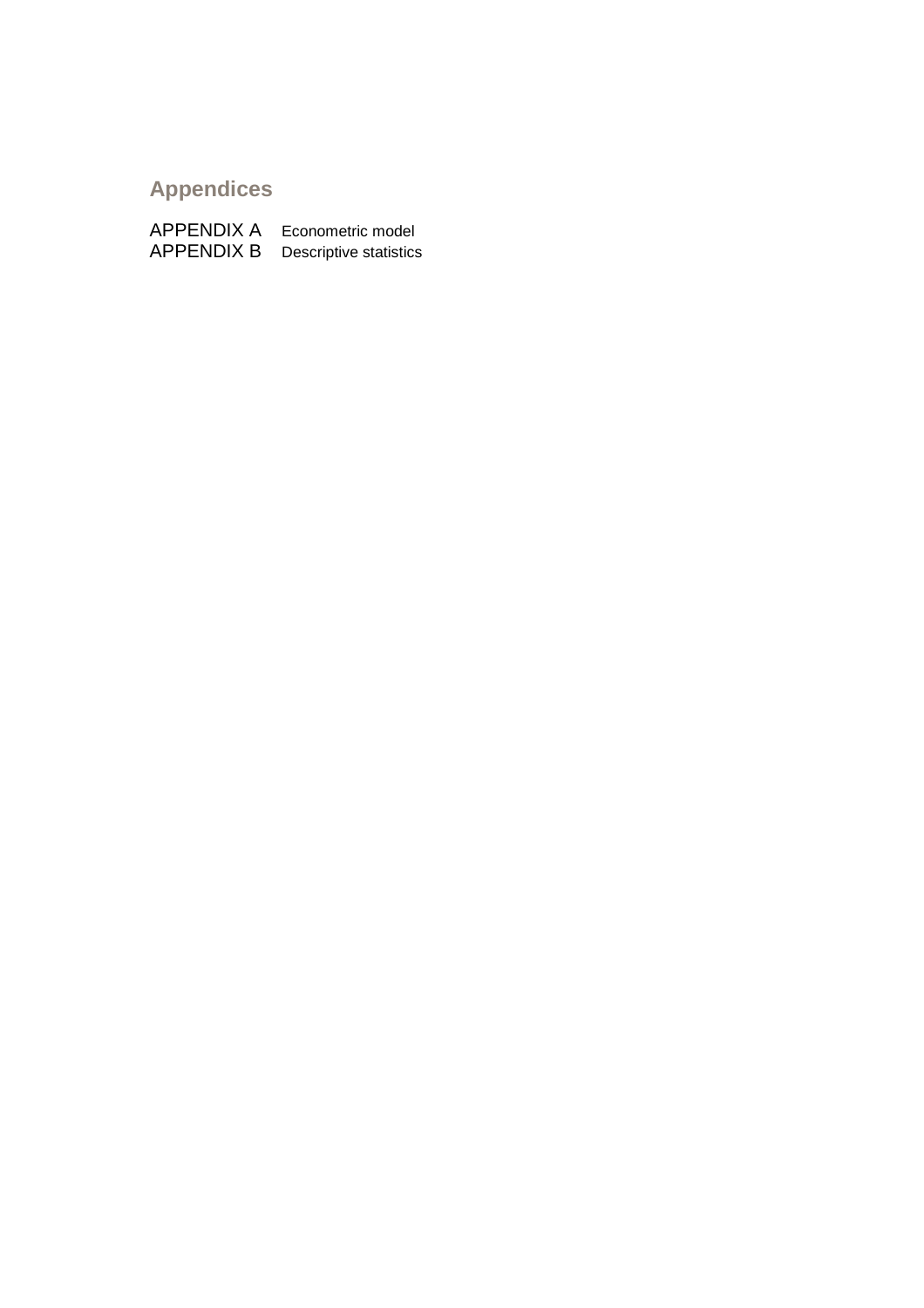## Appendices

APPENDIX A Econometric model
APPENDIX B Descriptive statistics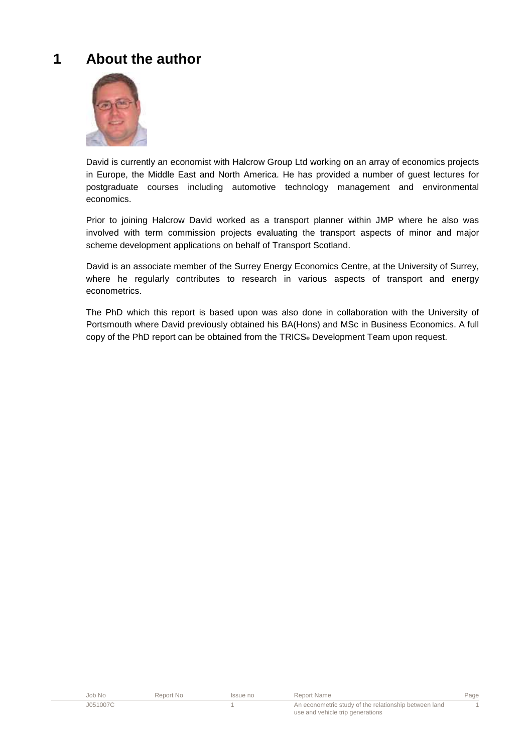# 1 About the author

David is currently an economist with Halcrow Group Ltd working on an array of economics projects in Europe, the Middle East and North America. He has provided a number of guest lectures for postgraduate courses including automotive technology management and environmental economics.

Prior to joining Halcrow David worked as a transport planner within JMP where he also was involved with term commission projects evaluating the transport aspects of minor and major scheme development applications on behalf of Transport Scotland.

David is an associate member of the Surrey Energy Economics Centre, at the University of Surrey, where he regularly contributes to research in various aspects of transport and energy econometrics.

The PhD which this report is based upon was also done in collaboration with the University of Portsmouth where David previously obtained his BA(Hons) and MSc in Business Economics. A full copy of the PhD report can be obtained from the TRICS® Development Team upon request.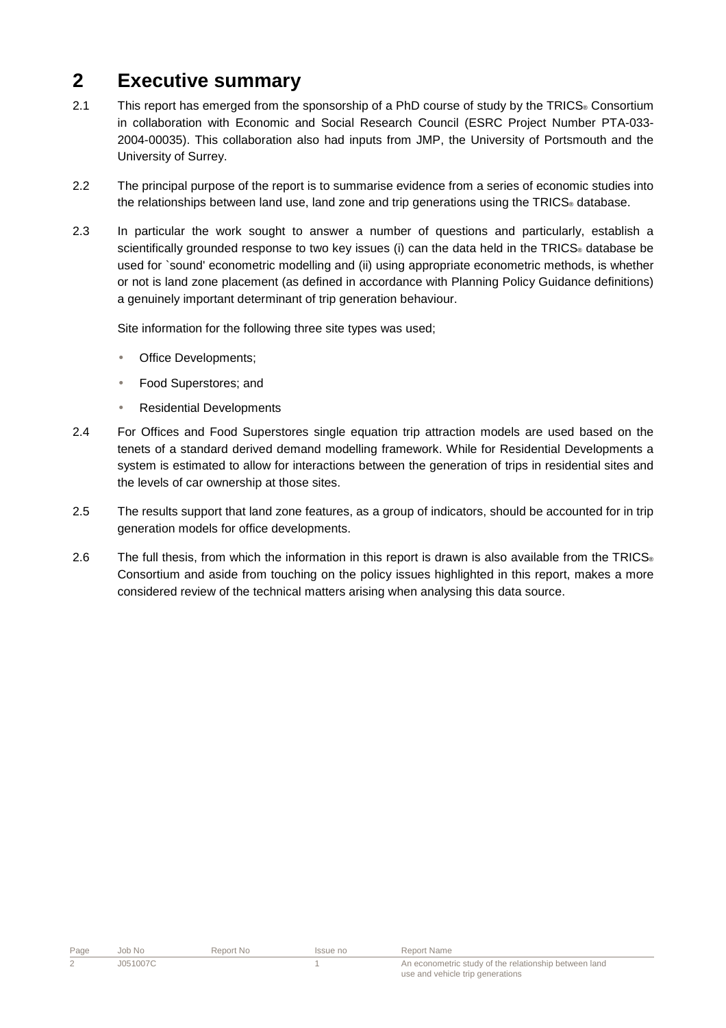# 2 Executive summary

2.1 This report has emerged from the sponsorship of a PhD course of study by the TRICS® Consortium in collaboration with Economic and Social Research Council (ESRC Project Number PTA-033-2004-00035). This collaboration also had inputs from JMP, the University of Portsmouth and the University of Surrey.

2.2 The principal purpose of the report is to summarise evidence from a series of economic studies into the relationships between land use, land zone and trip generations using the TRICS® database.

2.3 In particular the work sought to answer a number of questions and particularly, establish a scientifically grounded response to two key issues (i) can the data held in the TRICS® database be used for `sound' econometric modelling and (ii) using appropriate econometric methods, is whether or not is land zone placement (as defined in accordance with Planning Policy Guidance definitions) a genuinely important determinant of trip generation behaviour.

Site information for the following three site types was used;

- Office Developments;
- Food Superstores; and
- Residential Developments

2.4 For Offices and Food Superstores single equation trip attraction models are used based on the tenets of a standard derived demand modelling framework. While for Residential Developments a system is estimated to allow for interactions between the generation of trips in residential sites and the levels of car ownership at those sites.

2.5 The results support that land zone features, as a group of indicators, should be accounted for in trip generation models for office developments.

2.6 The full thesis, from which the information in this report is drawn is also available from the TRICS® Consortium and aside from touching on the policy issues highlighted in this report, makes a more considered review of the technical matters arising when analysing this data source.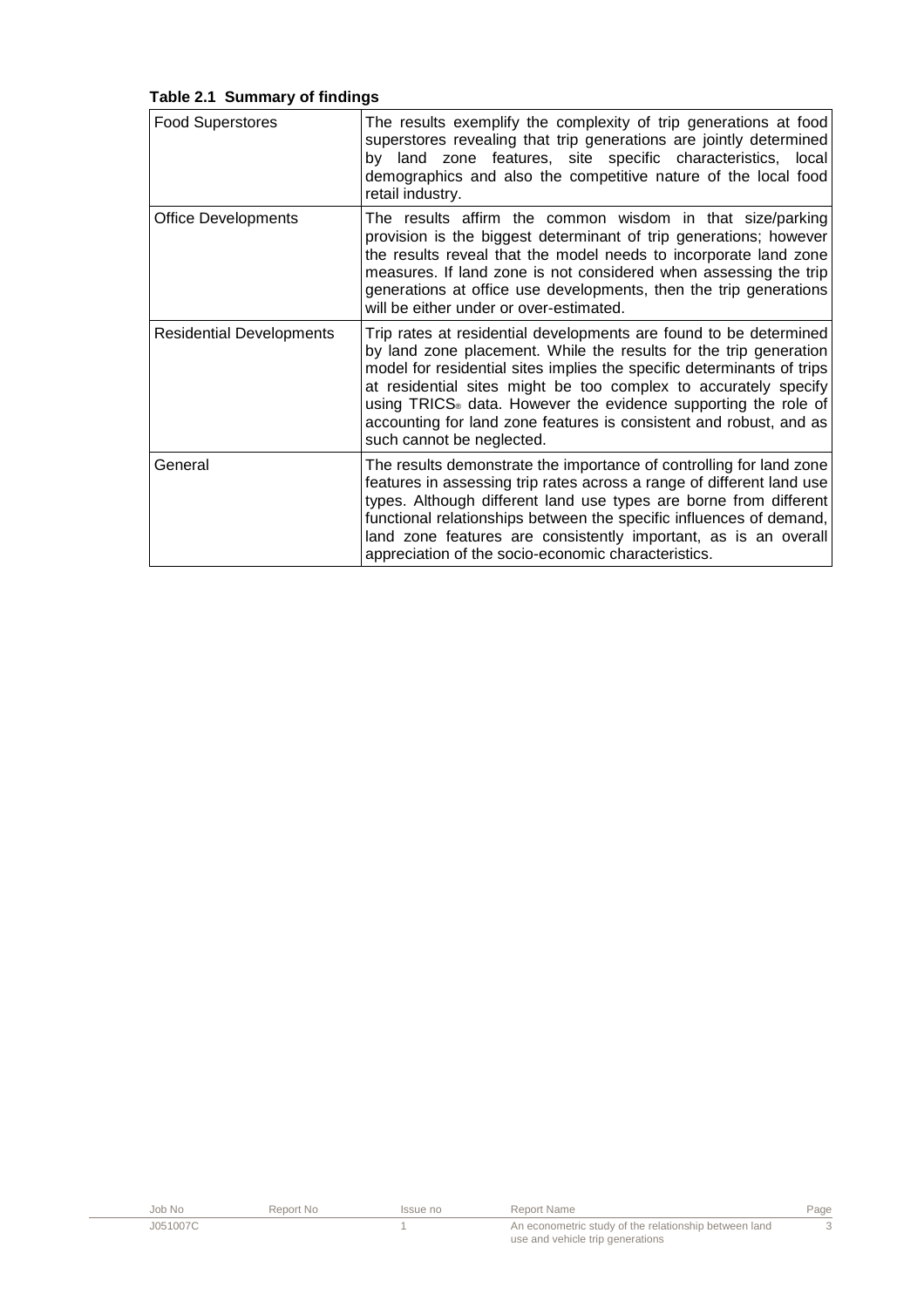**Table 2.1 Summary of findings**

| | |
|---|---|
| Food Superstores | The results exemplify the complexity of trip generations at food superstores revealing that trip generations are jointly determined by land zone features, site specific characteristics, local demographics and also the competitive nature of the local food retail industry. |
| Office Developments | The results affirm the common wisdom in that size/parking provision is the biggest determinant of trip generations; however the results reveal that the model needs to incorporate land zone measures. If land zone is not considered when assessing the trip generations at office use developments, then the trip generations will be either under or over-estimated. |
| Residential Developments | Trip rates at residential developments are found to be determined by land zone placement. While the results for the trip generation model for residential sites implies the specific determinants of trips at residential sites might be too complex to accurately specify using TRICS® data. However the evidence supporting the role of accounting for land zone features is consistent and robust, and as such cannot be neglected. |
| General | The results demonstrate the importance of controlling for land zone features in assessing trip rates across a range of different land use types. Although different land use types are borne from different functional relationships between the specific influences of demand, land zone features are consistently important, as is an overall appreciation of the socio-economic characteristics. |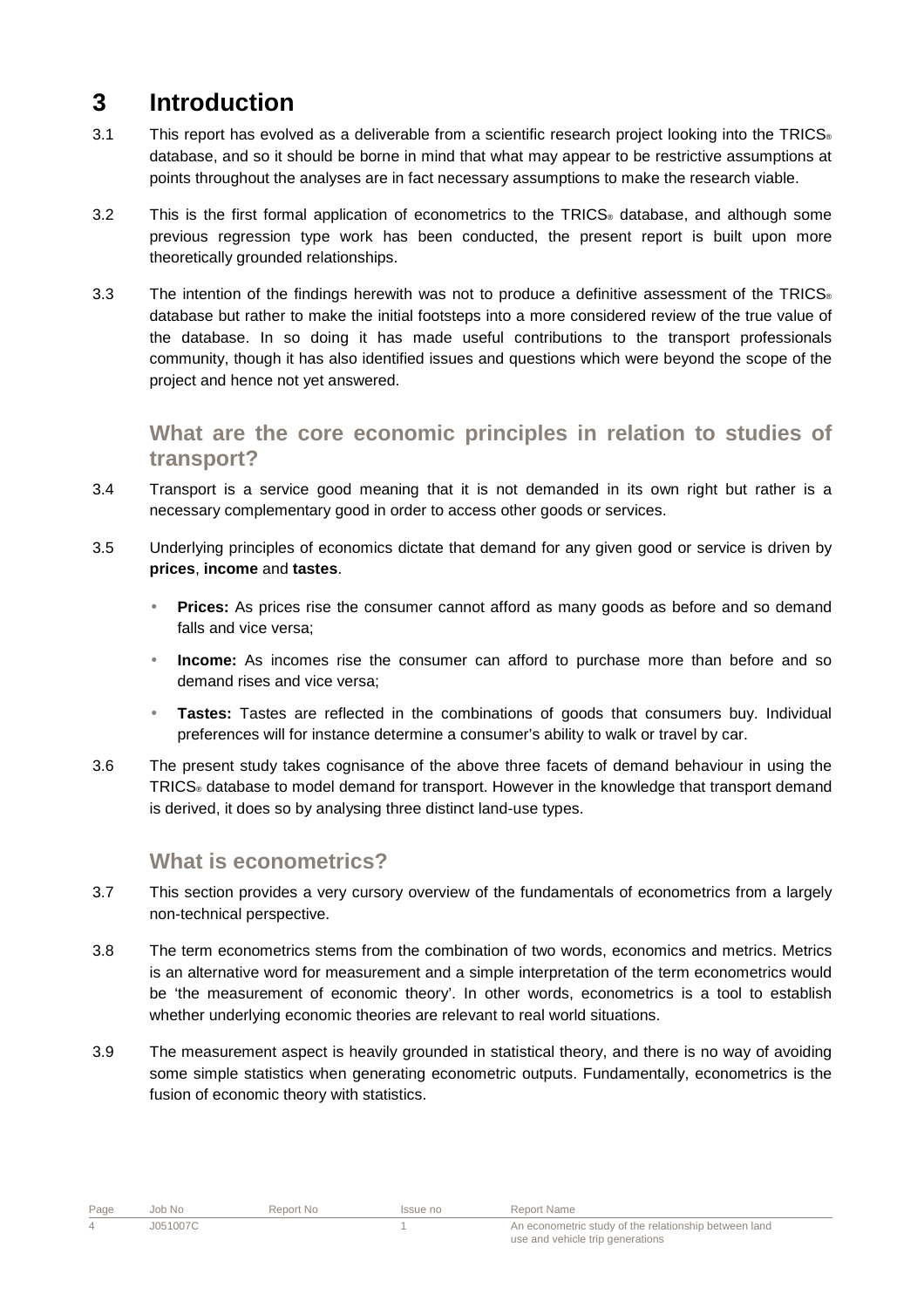# 3 Introduction

3.1 This report has evolved as a deliverable from a scientific research project looking into the TRICS® database, and so it should be borne in mind that what may appear to be restrictive assumptions at points throughout the analyses are in fact necessary assumptions to make the research viable.

3.2 This is the first formal application of econometrics to the TRICS® database, and although some previous regression type work has been conducted, the present report is built upon more theoretically grounded relationships.

3.3 The intention of the findings herewith was not to produce a definitive assessment of the TRICS® database but rather to make the initial footsteps into a more considered review of the true value of the database. In so doing it has made useful contributions to the transport professionals community, though it has also identified issues and questions which were beyond the scope of the project and hence not yet answered.

## What are the core economic principles in relation to studies of transport?

3.4 Transport is a service good meaning that it is not demanded in its own right but rather is a necessary complementary good in order to access other goods or services.

3.5 Underlying principles of economics dictate that demand for any given good or service is driven by **prices**, **income** and **tastes**.

- **Prices:** As prices rise the consumer cannot afford as many goods as before and so demand falls and vice versa;
- **Income:** As incomes rise the consumer can afford to purchase more than before and so demand rises and vice versa;
- **Tastes:** Tastes are reflected in the combinations of goods that consumers buy. Individual preferences will for instance determine a consumer's ability to walk or travel by car.

3.6 The present study takes cognisance of the above three facets of demand behaviour in using the TRICS® database to model demand for transport. However in the knowledge that transport demand is derived, it does so by analysing three distinct land-use types.

## What is econometrics?

3.7 This section provides a very cursory overview of the fundamentals of econometrics from a largely non-technical perspective.

3.8 The term econometrics stems from the combination of two words, economics and metrics. Metrics is an alternative word for measurement and a simple interpretation of the term econometrics would be 'the measurement of economic theory'. In other words, econometrics is a tool to establish whether underlying economic theories are relevant to real world situations.

3.9 The measurement aspect is heavily grounded in statistical theory, and there is no way of avoiding some simple statistics when generating econometric outputs. Fundamentally, econometrics is the fusion of economic theory with statistics.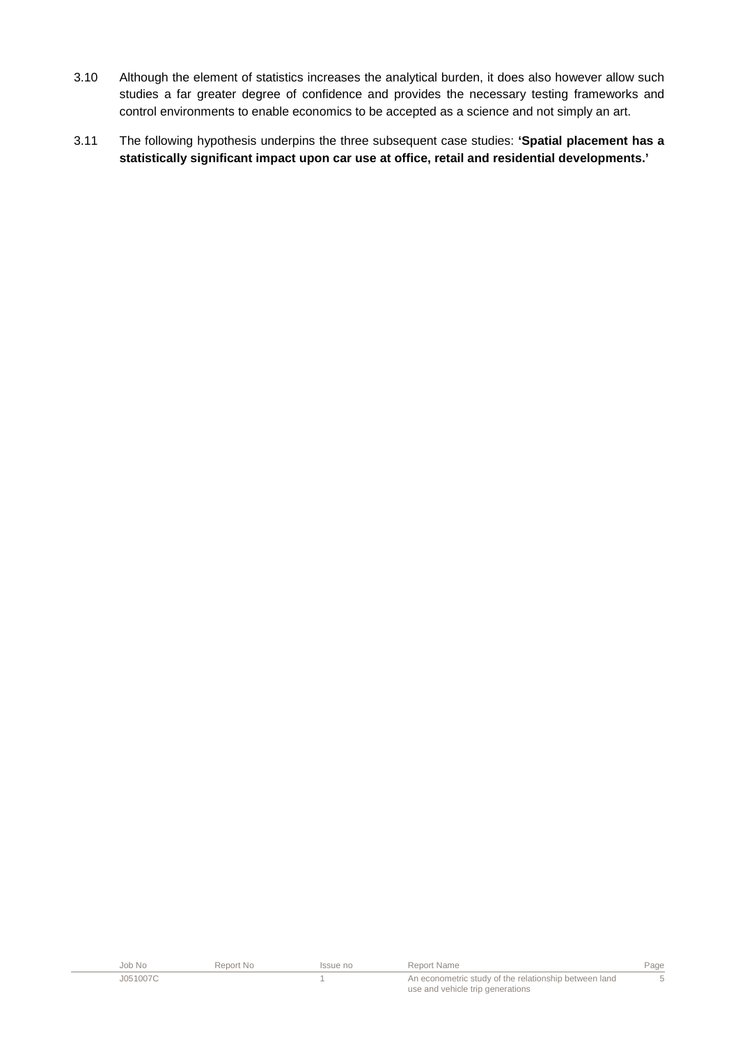3.10 Although the element of statistics increases the analytical burden, it does also however allow such studies a far greater degree of confidence and provides the necessary testing frameworks and control environments to enable economics to be accepted as a science and not simply an art.

3.11 The following hypothesis underpins the three subsequent case studies: **'Spatial placement has a statistically significant impact upon car use at office, retail and residential developments.'**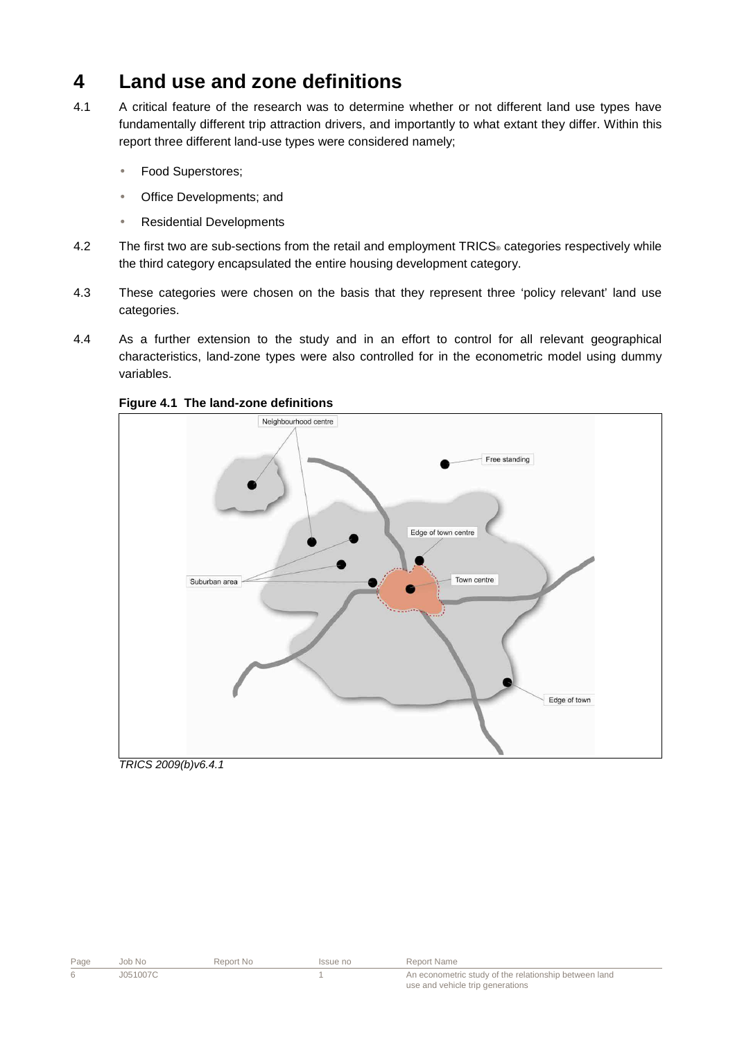# 4 Land use and zone definitions

4.1 A critical feature of the research was to determine whether or not different land use types have fundamentally different trip attraction drivers, and importantly to what extant they differ. Within this report three different land-use types were considered namely;

- Food Superstores;
- Office Developments; and
- Residential Developments

4.2 The first two are sub-sections from the retail and employment TRICS® categories respectively while the third category encapsulated the entire housing development category.

4.3 These categories were chosen on the basis that they represent three 'policy relevant' land use categories.

4.4 As a further extension to the study and in an effort to control for all relevant geographical characteristics, land-zone types were also controlled for in the econometric model using dummy variables.

**Figure 4.1 The land-zone definitions**

Neighbourhood centre

Free standing

Edge of town centre

Town centre

Suburban area

Edge of town

*TRICS 2009(b)v6.4.1*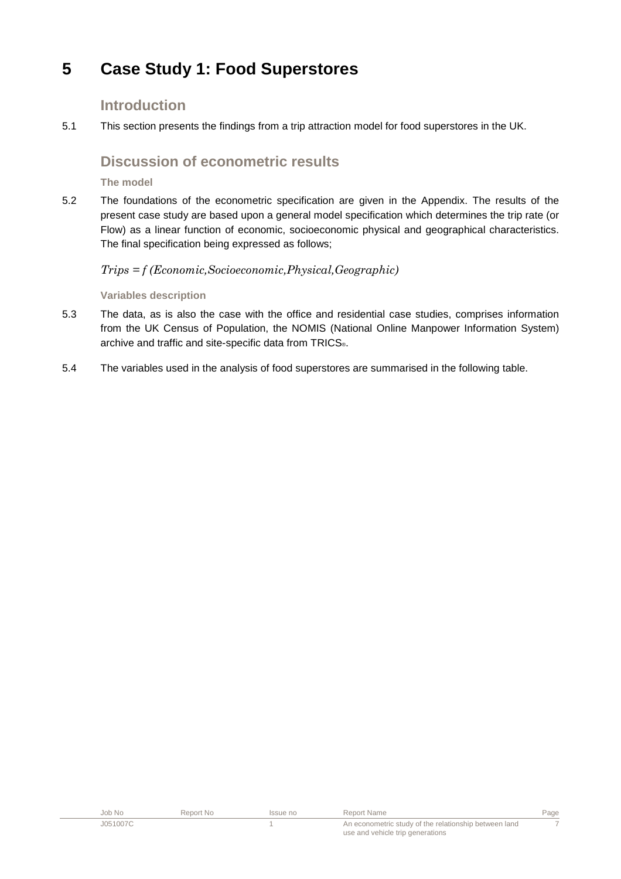# 5 Case Study 1: Food Superstores

## Introduction

5.1 This section presents the findings from a trip attraction model for food superstores in the UK.

## Discussion of econometric results

### The model

5.2 The foundations of the econometric specification are given in the Appendix. The results of the present case study are based upon a general model specification which determines the trip rate (or Flow) as a linear function of economic, socioeconomic physical and geographical characteristics. The final specification being expressed as follows;

$$Trips = f\,(Economic, Socioeconomic, Physical, Geographic)$$

### Variables description

5.3 The data, as is also the case with the office and residential case studies, comprises information from the UK Census of Population, the NOMIS (National Online Manpower Information System) archive and traffic and site-specific data from TRICS®.

5.4 The variables used in the analysis of food superstores are summarised in the following table.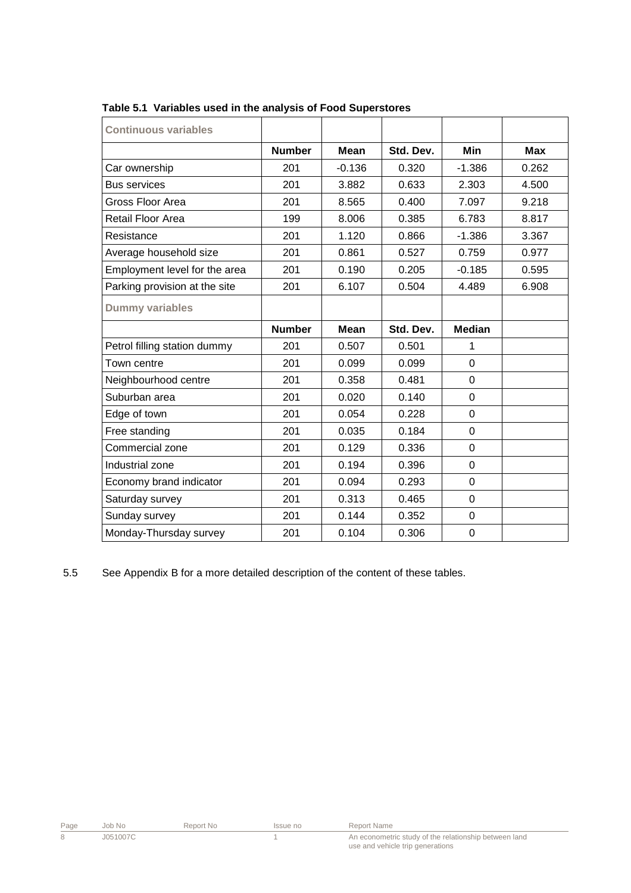**Table 5.1 Variables used in the analysis of Food Superstores**

| Continuous variables | | | | | |
|---|---|---|---|---|---|
| | **Number** | **Mean** | **Std. Dev.** | **Min** | **Max** |
| Car ownership | 201 | -0.136 | 0.320 | -1.386 | 0.262 |
| Bus services | 201 | 3.882 | 0.633 | 2.303 | 4.500 |
| Gross Floor Area | 201 | 8.565 | 0.400 | 7.097 | 9.218 |
| Retail Floor Area | 199 | 8.006 | 0.385 | 6.783 | 8.817 |
| Resistance | 201 | 1.120 | 0.866 | -1.386 | 3.367 |
| Average household size | 201 | 0.861 | 0.527 | 0.759 | 0.977 |
| Employment level for the area | 201 | 0.190 | 0.205 | -0.185 | 0.595 |
| Parking provision at the site | 201 | 6.107 | 0.504 | 4.489 | 6.908 |
| **Dummy variables** | | | | | |
| | **Number** | **Mean** | **Std. Dev.** | **Median** | |
| Petrol filling station dummy | 201 | 0.507 | 0.501 | 1 | |
| Town centre | 201 | 0.099 | 0.099 | 0 | |
| Neighbourhood centre | 201 | 0.358 | 0.481 | 0 | |
| Suburban area | 201 | 0.020 | 0.140 | 0 | |
| Edge of town | 201 | 0.054 | 0.228 | 0 | |
| Free standing | 201 | 0.035 | 0.184 | 0 | |
| Commercial zone | 201 | 0.129 | 0.336 | 0 | |
| Industrial zone | 201 | 0.194 | 0.396 | 0 | |
| Economy brand indicator | 201 | 0.094 | 0.293 | 0 | |
| Saturday survey | 201 | 0.313 | 0.465 | 0 | |
| Sunday survey | 201 | 0.144 | 0.352 | 0 | |
| Monday-Thursday survey | 201 | 0.104 | 0.306 | 0 | |

5.5 See Appendix B for a more detailed description of the content of these tables.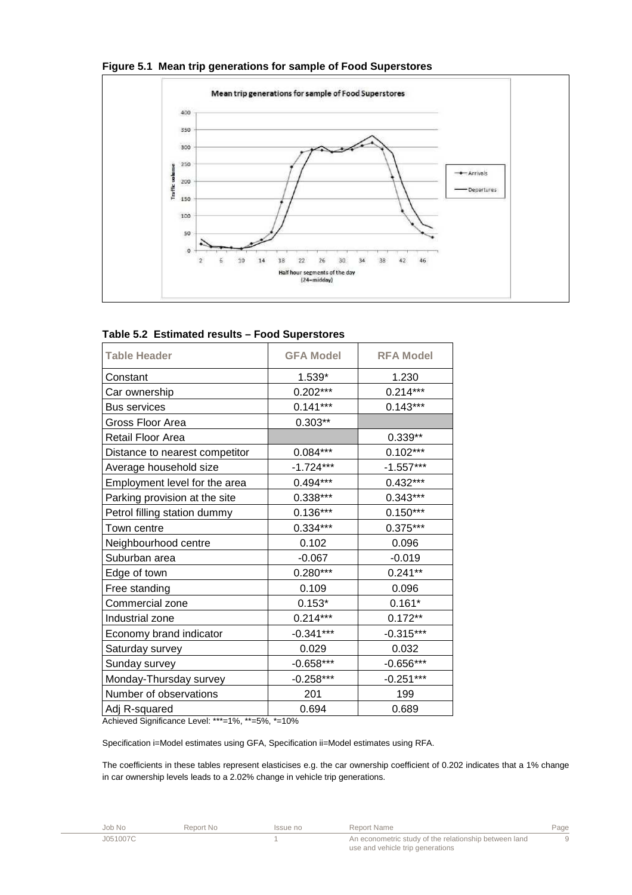**Figure 5.1 Mean trip generations for sample of Food Superstores**

**Table 5.2 Estimated results – Food Superstores**

| Table Header | GFA Model | RFA Model |
|---|---|---|
| Constant | 1.539* | 1.230 |
| Car ownership | 0.202*** | 0.214*** |
| Bus services | 0.141*** | 0.143*** |
| Gross Floor Area | 0.303** | |
| Retail Floor Area | | 0.339** |
| Distance to nearest competitor | 0.084*** | 0.102*** |
| Average household size | -1.724*** | -1.557*** |
| Employment level for the area | 0.494*** | 0.432*** |
| Parking provision at the site | 0.338*** | 0.343*** |
| Petrol filling station dummy | 0.136*** | 0.150*** |
| Town centre | 0.334*** | 0.375*** |
| Neighbourhood centre | 0.102 | 0.096 |
| Suburban area | -0.067 | -0.019 |
| Edge of town | 0.280*** | 0.241** |
| Free standing | 0.109 | 0.096 |
| Commercial zone | 0.153* | 0.161* |
| Industrial zone | 0.214*** | 0.172** |
| Economy brand indicator | -0.341*** | -0.315*** |
| Saturday survey | 0.029 | 0.032 |
| Sunday survey | -0.658*** | -0.656*** |
| Monday-Thursday survey | -0.258*** | -0.251*** |
| Number of observations | 201 | 199 |
| Adj R-squared | 0.694 | 0.689 |

Achieved Significance Level: ***=1%, **=5%, *=10%

Specification i=Model estimates using GFA, Specification ii=Model estimates using RFA.

The coefficients in these tables represent elasticises e.g. the car ownership coefficient of 0.202 indicates that a 1% change in car ownership levels leads to a 2.02% change in vehicle trip generations.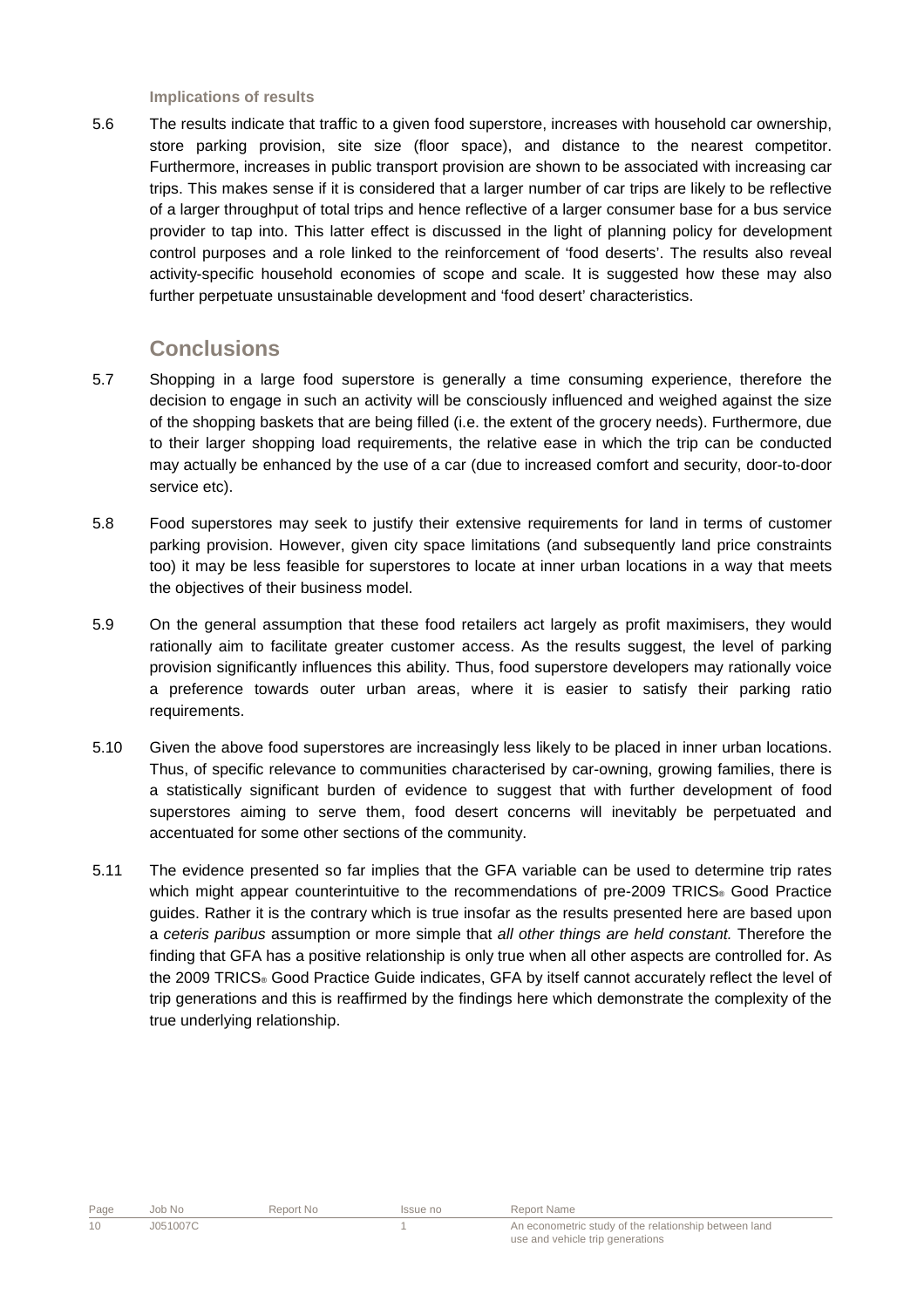### Implications of results

5.6 The results indicate that traffic to a given food superstore, increases with household car ownership, store parking provision, site size (floor space), and distance to the nearest competitor. Furthermore, increases in public transport provision are shown to be associated with increasing car trips. This makes sense if it is considered that a larger number of car trips are likely to be reflective of a larger throughput of total trips and hence reflective of a larger consumer base for a bus service provider to tap into. This latter effect is discussed in the light of planning policy for development control purposes and a role linked to the reinforcement of 'food deserts'. The results also reveal activity-specific household economies of scope and scale. It is suggested how these may also further perpetuate unsustainable development and 'food desert' characteristics.

## Conclusions

5.7 Shopping in a large food superstore is generally a time consuming experience, therefore the decision to engage in such an activity will be consciously influenced and weighed against the size of the shopping baskets that are being filled (i.e. the extent of the grocery needs). Furthermore, due to their larger shopping load requirements, the relative ease in which the trip can be conducted may actually be enhanced by the use of a car (due to increased comfort and security, door-to-door service etc).

5.8 Food superstores may seek to justify their extensive requirements for land in terms of customer parking provision. However, given city space limitations (and subsequently land price constraints too) it may be less feasible for superstores to locate at inner urban locations in a way that meets the objectives of their business model.

5.9 On the general assumption that these food retailers act largely as profit maximisers, they would rationally aim to facilitate greater customer access. As the results suggest, the level of parking provision significantly influences this ability. Thus, food superstore developers may rationally voice a preference towards outer urban areas, where it is easier to satisfy their parking ratio requirements.

5.10 Given the above food superstores are increasingly less likely to be placed in inner urban locations. Thus, of specific relevance to communities characterised by car-owning, growing families, there is a statistically significant burden of evidence to suggest that with further development of food superstores aiming to serve them, food desert concerns will inevitably be perpetuated and accentuated for some other sections of the community.

5.11 The evidence presented so far implies that the GFA variable can be used to determine trip rates which might appear counterintuitive to the recommendations of pre-2009 TRICS® Good Practice guides. Rather it is the contrary which is true insofar as the results presented here are based upon a *ceteris paribus* assumption or more simple that *all other things are held constant.* Therefore the finding that GFA has a positive relationship is only true when all other aspects are controlled for. As the 2009 TRICS® Good Practice Guide indicates, GFA by itself cannot accurately reflect the level of trip generations and this is reaffirmed by the findings here which demonstrate the complexity of the true underlying relationship.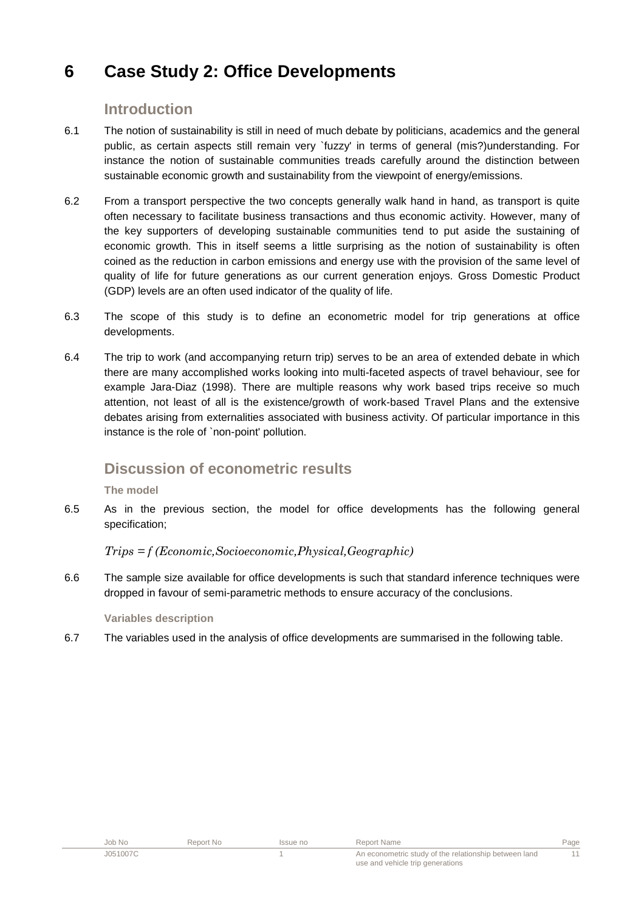# 6 Case Study 2: Office Developments

## Introduction

6.1 The notion of sustainability is still in need of much debate by politicians, academics and the general public, as certain aspects still remain very `fuzzy' in terms of general (mis?)understanding. For instance the notion of sustainable communities treads carefully around the distinction between sustainable economic growth and sustainability from the viewpoint of energy/emissions.

6.2 From a transport perspective the two concepts generally walk hand in hand, as transport is quite often necessary to facilitate business transactions and thus economic activity. However, many of the key supporters of developing sustainable communities tend to put aside the sustaining of economic growth. This in itself seems a little surprising as the notion of sustainability is often coined as the reduction in carbon emissions and energy use with the provision of the same level of quality of life for future generations as our current generation enjoys. Gross Domestic Product (GDP) levels are an often used indicator of the quality of life.

6.3 The scope of this study is to define an econometric model for trip generations at office developments.

6.4 The trip to work (and accompanying return trip) serves to be an area of extended debate in which there are many accomplished works looking into multi-faceted aspects of travel behaviour, see for example Jara-Diaz (1998). There are multiple reasons why work based trips receive so much attention, not least of all is the existence/growth of work-based Travel Plans and the extensive debates arising from externalities associated with business activity. Of particular importance in this instance is the role of `non-point' pollution.

## Discussion of econometric results

### The model

6.5 As in the previous section, the model for office developments has the following general specification;

$$Trips = f\,(Economic, Socioeconomic, Physical, Geographic)$$

6.6 The sample size available for office developments is such that standard inference techniques were dropped in favour of semi-parametric methods to ensure accuracy of the conclusions.

### Variables description

6.7 The variables used in the analysis of office developments are summarised in the following table.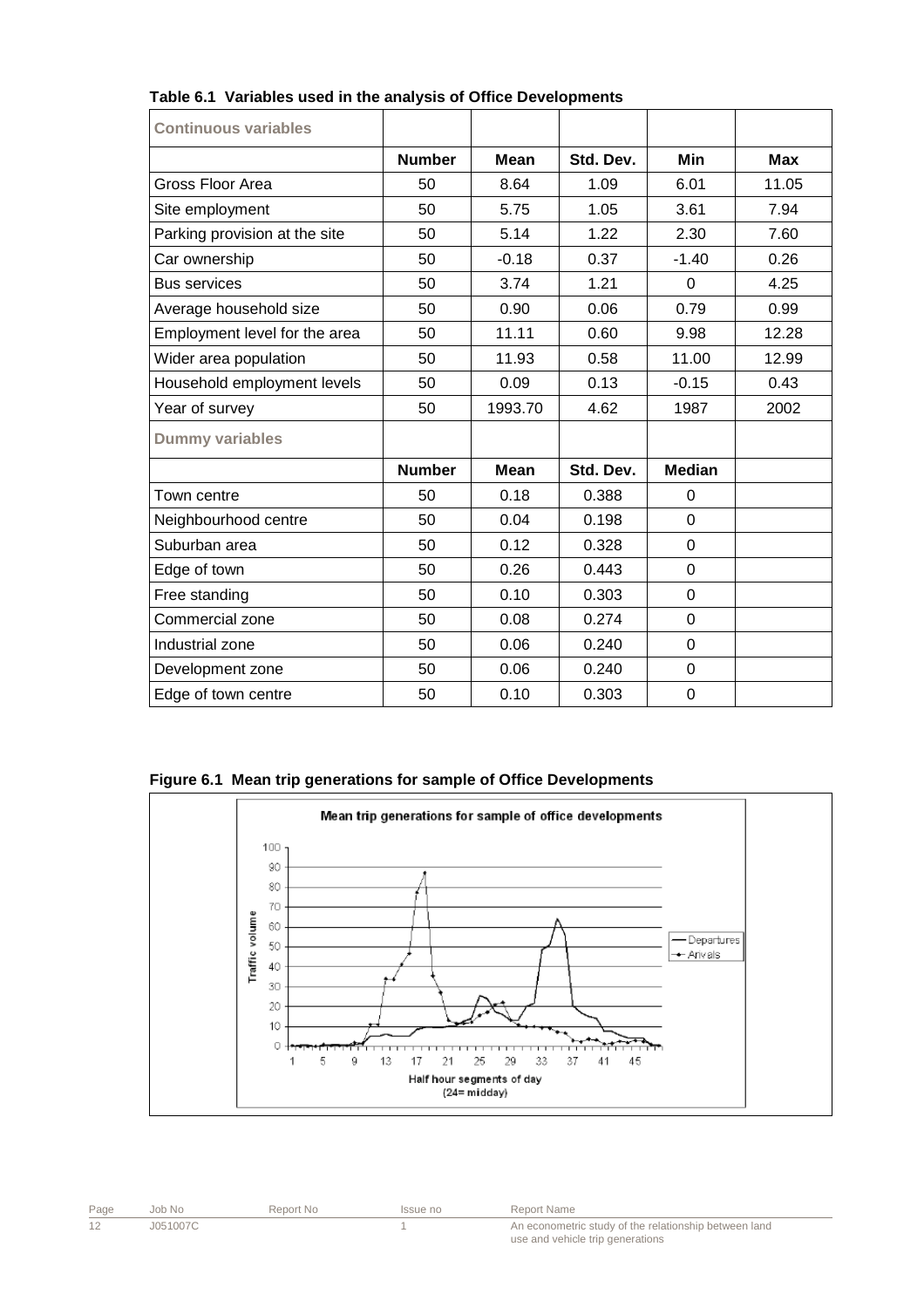**Table 6.1 Variables used in the analysis of Office Developments**

| **Continuous variables** | | | | | |
|---|---|---|---|---|---|
| | **Number** | **Mean** | **Std. Dev.** | **Min** | **Max** |
| Gross Floor Area | 50 | 8.64 | 1.09 | 6.01 | 11.05 |
| Site employment | 50 | 5.75 | 1.05 | 3.61 | 7.94 |
| Parking provision at the site | 50 | 5.14 | 1.22 | 2.30 | 7.60 |
| Car ownership | 50 | -0.18 | 0.37 | -1.40 | 0.26 |
| Bus services | 50 | 3.74 | 1.21 | 0 | 4.25 |
| Average household size | 50 | 0.90 | 0.06 | 0.79 | 0.99 |
| Employment level for the area | 50 | 11.11 | 0.60 | 9.98 | 12.28 |
| Wider area population | 50 | 11.93 | 0.58 | 11.00 | 12.99 |
| Household employment levels | 50 | 0.09 | 0.13 | -0.15 | 0.43 |
| Year of survey | 50 | 1993.70 | 4.62 | 1987 | 2002 |
| **Dummy variables** | | | | | |
| | **Number** | **Mean** | **Std. Dev.** | **Median** | |
| Town centre | 50 | 0.18 | 0.388 | 0 | |
| Neighbourhood centre | 50 | 0.04 | 0.198 | 0 | |
| Suburban area | 50 | 0.12 | 0.328 | 0 | |
| Edge of town | 50 | 0.26 | 0.443 | 0 | |
| Free standing | 50 | 0.10 | 0.303 | 0 | |
| Commercial zone | 50 | 0.08 | 0.274 | 0 | |
| Industrial zone | 50 | 0.06 | 0.240 | 0 | |
| Development zone | 50 | 0.06 | 0.240 | 0 | |
| Edge of town centre | 50 | 0.10 | 0.303 | 0 | |

**Figure 6.1 Mean trip generations for sample of Office Developments**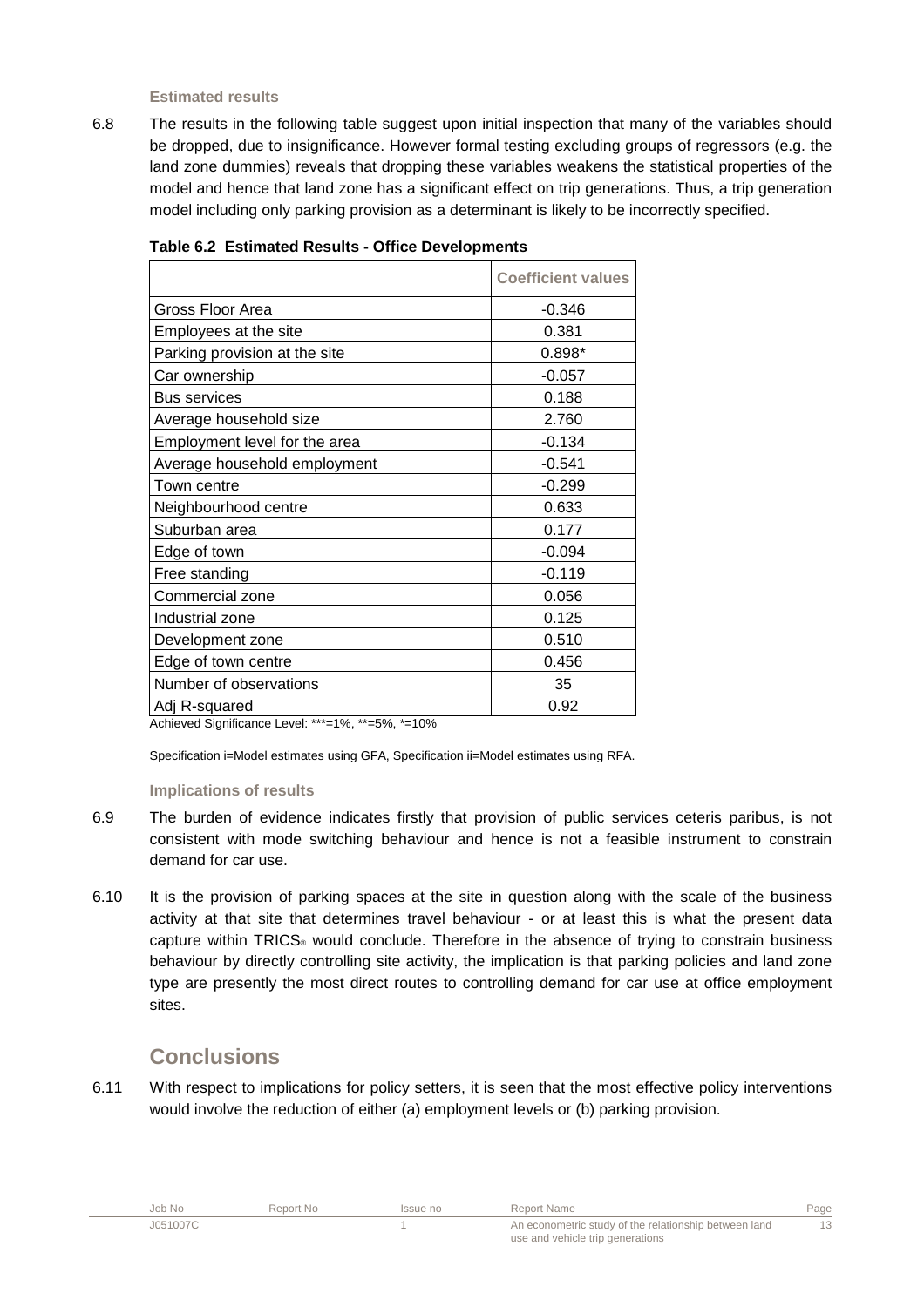### Estimated results

6.8 The results in the following table suggest upon initial inspection that many of the variables should be dropped, due to insignificance. However formal testing excluding groups of regressors (e.g. the land zone dummies) reveals that dropping these variables weakens the statistical properties of the model and hence that land zone has a significant effect on trip generations. Thus, a trip generation model including only parking provision as a determinant is likely to be incorrectly specified.

**Table 6.2 Estimated Results - Office Developments**

| | Coefficient values |
|---|---|
| Gross Floor Area | -0.346 |
| Employees at the site | 0.381 |
| Parking provision at the site | 0.898* |
| Car ownership | -0.057 |
| Bus services | 0.188 |
| Average household size | 2.760 |
| Employment level for the area | -0.134 |
| Average household employment | -0.541 |
| Town centre | -0.299 |
| Neighbourhood centre | 0.633 |
| Suburban area | 0.177 |
| Edge of town | -0.094 |
| Free standing | -0.119 |
| Commercial zone | 0.056 |
| Industrial zone | 0.125 |
| Development zone | 0.510 |
| Edge of town centre | 0.456 |
| Number of observations | 35 |
| Adj R-squared | 0.92 |

Achieved Significance Level: ***=1%, **=5%, *=10%

Specification i=Model estimates using GFA, Specification ii=Model estimates using RFA.

### Implications of results

6.9 The burden of evidence indicates firstly that provision of public services ceteris paribus, is not consistent with mode switching behaviour and hence is not a feasible instrument to constrain demand for car use.

6.10 It is the provision of parking spaces at the site in question along with the scale of the business activity at that site that determines travel behaviour - or at least this is what the present data capture within TRICS® would conclude. Therefore in the absence of trying to constrain business behaviour by directly controlling site activity, the implication is that parking policies and land zone type are presently the most direct routes to controlling demand for car use at office employment sites.

## Conclusions

6.11 With respect to implications for policy setters, it is seen that the most effective policy interventions would involve the reduction of either (a) employment levels or (b) parking provision.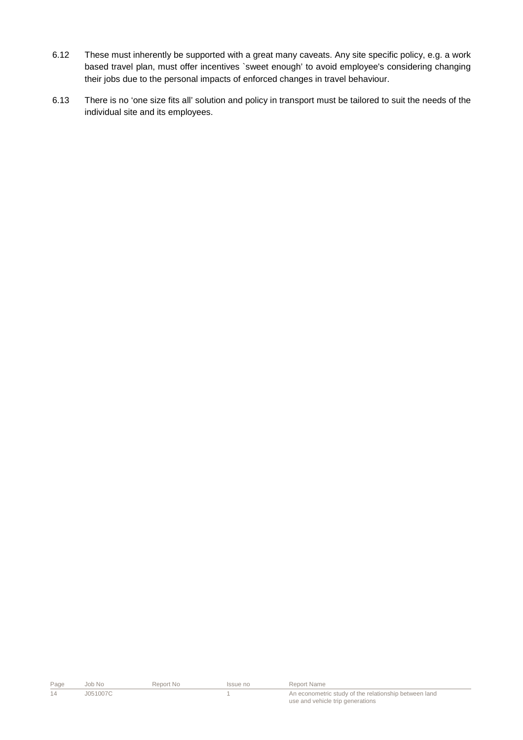6.12 These must inherently be supported with a great many caveats. Any site specific policy, e.g. a work based travel plan, must offer incentives `sweet enough' to avoid employee's considering changing their jobs due to the personal impacts of enforced changes in travel behaviour.

6.13 There is no 'one size fits all' solution and policy in transport must be tailored to suit the needs of the individual site and its employees.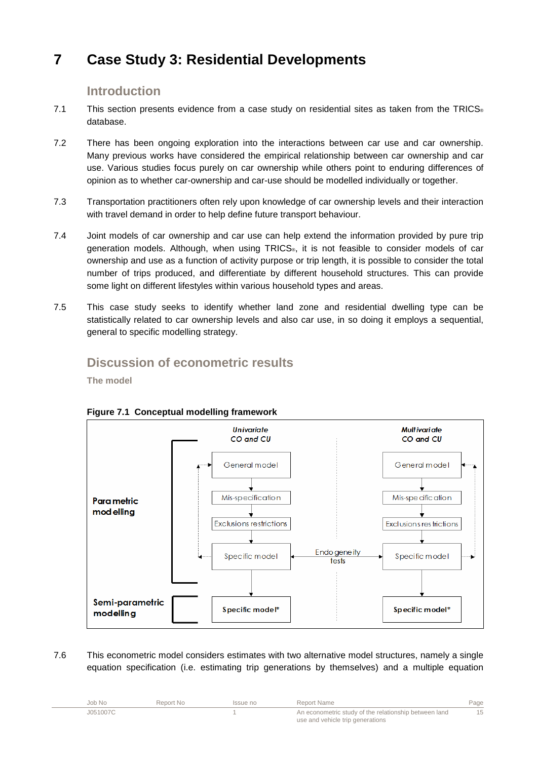# 7 Case Study 3: Residential Developments

## Introduction

7.1 This section presents evidence from a case study on residential sites as taken from the TRICS® database.

7.2 There has been ongoing exploration into the interactions between car use and car ownership. Many previous works have considered the empirical relationship between car ownership and car use. Various studies focus purely on car ownership while others point to enduring differences of opinion as to whether car-ownership and car-use should be modelled individually or together.

7.3 Transportation practitioners often rely upon knowledge of car ownership levels and their interaction with travel demand in order to help define future transport behaviour.

7.4 Joint models of car ownership and car use can help extend the information provided by pure trip generation models. Although, when using TRICS®, it is not feasible to consider models of car ownership and use as a function of activity purpose or trip length, it is possible to consider the total number of trips produced, and differentiate by different household structures. This can provide some light on different lifestyles within various household types and areas.

7.5 This case study seeks to identify whether land zone and residential dwelling type can be statistically related to car ownership levels and also car use, in so doing it employs a sequential, general to specific modelling strategy.

## Discussion of econometric results

### The model

**Figure 7.1 Conceptual modelling framework**

| | Univariate CO and CU | | Multivariate CO and CU |
|---|---|---|---|
| Parametric modelling | General model | | General model |
| | Mis-specification | | Mis-specification |
| | Exclusions restrictions | | Exclusions restrictions |
| | Specific model | Endogeneity tests | Specific model |
| Semi-parametric modelling | Specific model* | | Specific model* |

7.6 This econometric model considers estimates with two alternative model structures, namely a single equation specification (i.e. estimating trip generations by themselves) and a multiple equation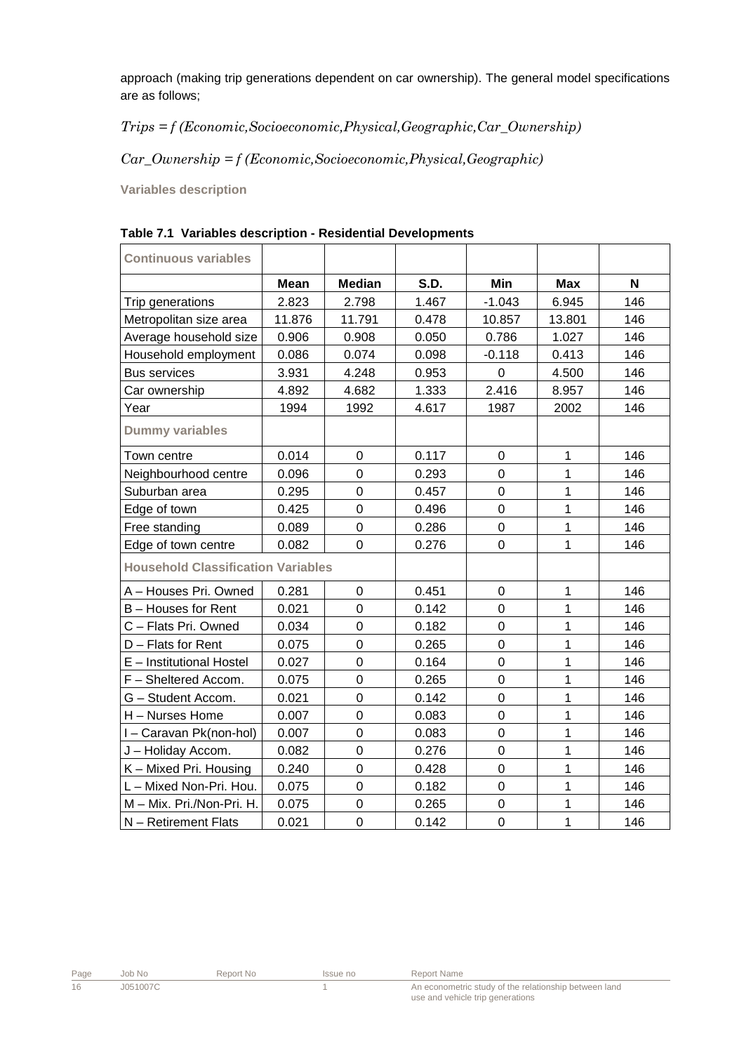approach (making trip generations dependent on car ownership). The general model specifications are as follows;

$$Trips = f\ (Economic, Socioeconomic, Physical, Geographic, Car\_Ownership)$$

$$Car\_Ownership = f\ (Economic, Socioeconomic, Physical, Geographic)$$

**Variables description**

**Table 7.1 Variables description - Residential Developments**

| Continuous variables | | | | | | |
|---|---|---|---|---|---|---|
| | **Mean** | **Median** | **S.D.** | **Min** | **Max** | **N** |
| Trip generations | 2.823 | 2.798 | 1.467 | -1.043 | 6.945 | 146 |
| Metropolitan size area | 11.876 | 11.791 | 0.478 | 10.857 | 13.801 | 146 |
| Average household size | 0.906 | 0.908 | 0.050 | 0.786 | 1.027 | 146 |
| Household employment | 0.086 | 0.074 | 0.098 | -0.118 | 0.413 | 146 |
| Bus services | 3.931 | 4.248 | 0.953 | 0 | 4.500 | 146 |
| Car ownership | 4.892 | 4.682 | 1.333 | 2.416 | 8.957 | 146 |
| Year | 1994 | 1992 | 4.617 | 1987 | 2002 | 146 |
| **Dummy variables** | | | | | | |
| Town centre | 0.014 | 0 | 0.117 | 0 | 1 | 146 |
| Neighbourhood centre | 0.096 | 0 | 0.293 | 0 | 1 | 146 |
| Suburban area | 0.295 | 0 | 0.457 | 0 | 1 | 146 |
| Edge of town | 0.425 | 0 | 0.496 | 0 | 1 | 146 |
| Free standing | 0.089 | 0 | 0.286 | 0 | 1 | 146 |
| Edge of town centre | 0.082 | 0 | 0.276 | 0 | 1 | 146 |
| **Household Classification Variables** | | | | | | |
| A – Houses Pri. Owned | 0.281 | 0 | 0.451 | 0 | 1 | 146 |
| B – Houses for Rent | 0.021 | 0 | 0.142 | 0 | 1 | 146 |
| C – Flats Pri. Owned | 0.034 | 0 | 0.182 | 0 | 1 | 146 |
| D – Flats for Rent | 0.075 | 0 | 0.265 | 0 | 1 | 146 |
| E – Institutional Hostel | 0.027 | 0 | 0.164 | 0 | 1 | 146 |
| F – Sheltered Accom. | 0.075 | 0 | 0.265 | 0 | 1 | 146 |
| G – Student Accom. | 0.021 | 0 | 0.142 | 0 | 1 | 146 |
| H – Nurses Home | 0.007 | 0 | 0.083 | 0 | 1 | 146 |
| I – Caravan Pk(non-hol) | 0.007 | 0 | 0.083 | 0 | 1 | 146 |
| J – Holiday Accom. | 0.082 | 0 | 0.276 | 0 | 1 | 146 |
| K – Mixed Pri. Housing | 0.240 | 0 | 0.428 | 0 | 1 | 146 |
| L – Mixed Non-Pri. Hou. | 0.075 | 0 | 0.182 | 0 | 1 | 146 |
| M – Mix. Pri./Non-Pri. H. | 0.075 | 0 | 0.265 | 0 | 1 | 146 |
| N – Retirement Flats | 0.021 | 0 | 0.142 | 0 | 1 | 146 |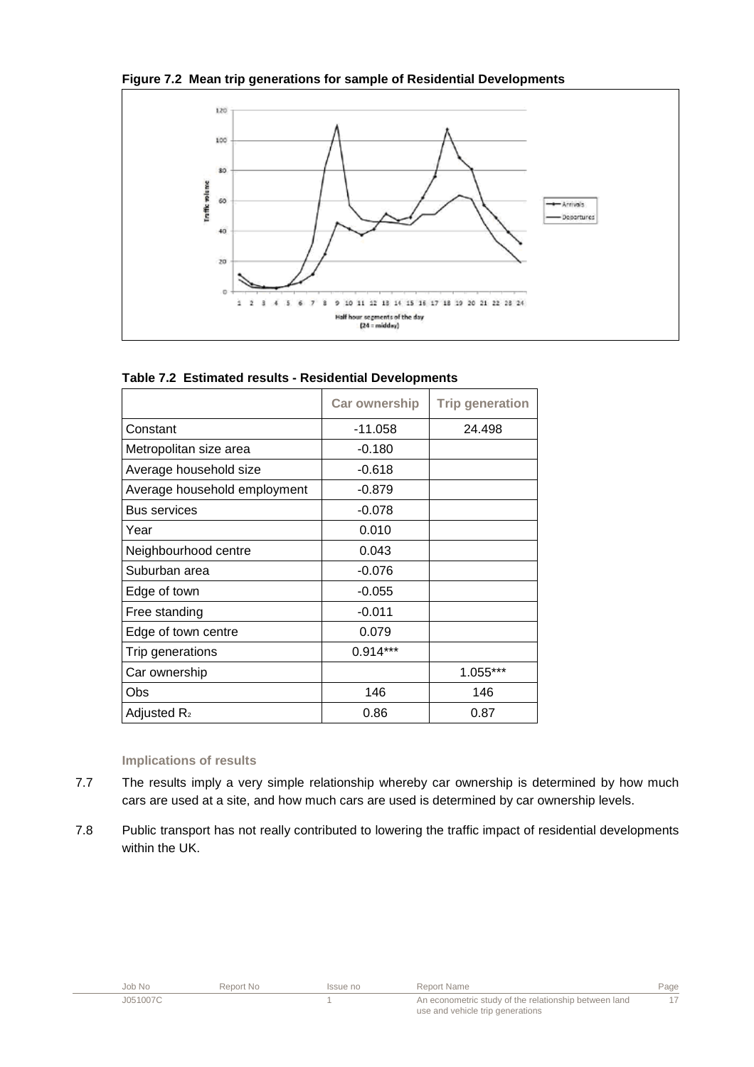**Figure 7.2 Mean trip generations for sample of Residential Developments**

**Table 7.2 Estimated results - Residential Developments**

| | Car ownership | Trip generation |
|---|---|---|
| Constant | -11.058 | 24.498 |
| Metropolitan size area | -0.180 | |
| Average household size | -0.618 | |
| Average household employment | -0.879 | |
| Bus services | -0.078 | |
| Year | 0.010 | |
| Neighbourhood centre | 0.043 | |
| Suburban area | -0.076 | |
| Edge of town | -0.055 | |
| Free standing | -0.011 | |
| Edge of town centre | 0.079 | |
| Trip generations | 0.914*** | |
| Car ownership | | 1.055*** |
| Obs | 146 | 146 |
| Adjusted $R_2$ | 0.86 | 0.87 |

### Implications of results

7.7 The results imply a very simple relationship whereby car ownership is determined by how much cars are used at a site, and how much cars are used is determined by car ownership levels.

7.8 Public transport has not really contributed to lowering the traffic impact of residential developments within the UK.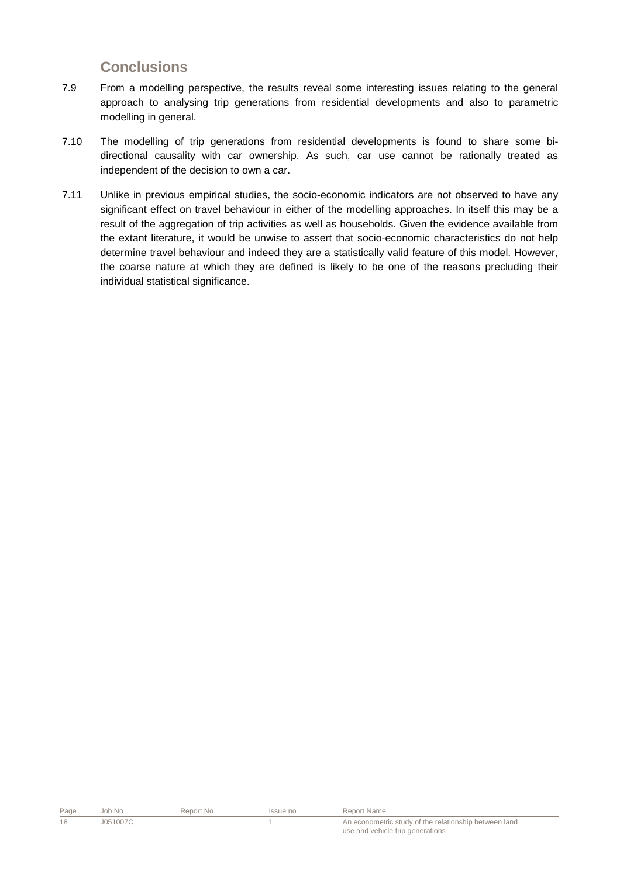## Conclusions

7.9 From a modelling perspective, the results reveal some interesting issues relating to the general approach to analysing trip generations from residential developments and also to parametric modelling in general.

7.10 The modelling of trip generations from residential developments is found to share some bi-directional causality with car ownership. As such, car use cannot be rationally treated as independent of the decision to own a car.

7.11 Unlike in previous empirical studies, the socio-economic indicators are not observed to have any significant effect on travel behaviour in either of the modelling approaches. In itself this may be a result of the aggregation of trip activities as well as households. Given the evidence available from the extant literature, it would be unwise to assert that socio-economic characteristics do not help determine travel behaviour and indeed they are a statistically valid feature of this model. However, the coarse nature at which they are defined is likely to be one of the reasons precluding their individual statistical significance.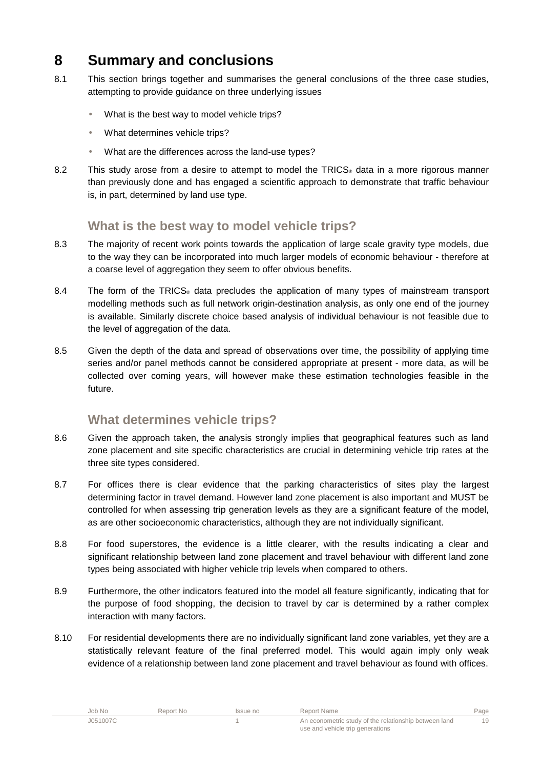# 8 Summary and conclusions

8.1 This section brings together and summarises the general conclusions of the three case studies, attempting to provide guidance on three underlying issues

- What is the best way to model vehicle trips?
- What determines vehicle trips?
- What are the differences across the land-use types?

8.2 This study arose from a desire to attempt to model the TRICS® data in a more rigorous manner than previously done and has engaged a scientific approach to demonstrate that traffic behaviour is, in part, determined by land use type.

## What is the best way to model vehicle trips?

8.3 The majority of recent work points towards the application of large scale gravity type models, due to the way they can be incorporated into much larger models of economic behaviour - therefore at a coarse level of aggregation they seem to offer obvious benefits.

8.4 The form of the TRICS® data precludes the application of many types of mainstream transport modelling methods such as full network origin-destination analysis, as only one end of the journey is available. Similarly discrete choice based analysis of individual behaviour is not feasible due to the level of aggregation of the data.

8.5 Given the depth of the data and spread of observations over time, the possibility of applying time series and/or panel methods cannot be considered appropriate at present - more data, as will be collected over coming years, will however make these estimation technologies feasible in the future.

## What determines vehicle trips?

8.6 Given the approach taken, the analysis strongly implies that geographical features such as land zone placement and site specific characteristics are crucial in determining vehicle trip rates at the three site types considered.

8.7 For offices there is clear evidence that the parking characteristics of sites play the largest determining factor in travel demand. However land zone placement is also important and MUST be controlled for when assessing trip generation levels as they are a significant feature of the model, as are other socioeconomic characteristics, although they are not individually significant.

8.8 For food superstores, the evidence is a little clearer, with the results indicating a clear and significant relationship between land zone placement and travel behaviour with different land zone types being associated with higher vehicle trip levels when compared to others.

8.9 Furthermore, the other indicators featured into the model all feature significantly, indicating that for the purpose of food shopping, the decision to travel by car is determined by a rather complex interaction with many factors.

8.10 For residential developments there are no individually significant land zone variables, yet they are a statistically relevant feature of the final preferred model. This would again imply only weak evidence of a relationship between land zone placement and travel behaviour as found with offices.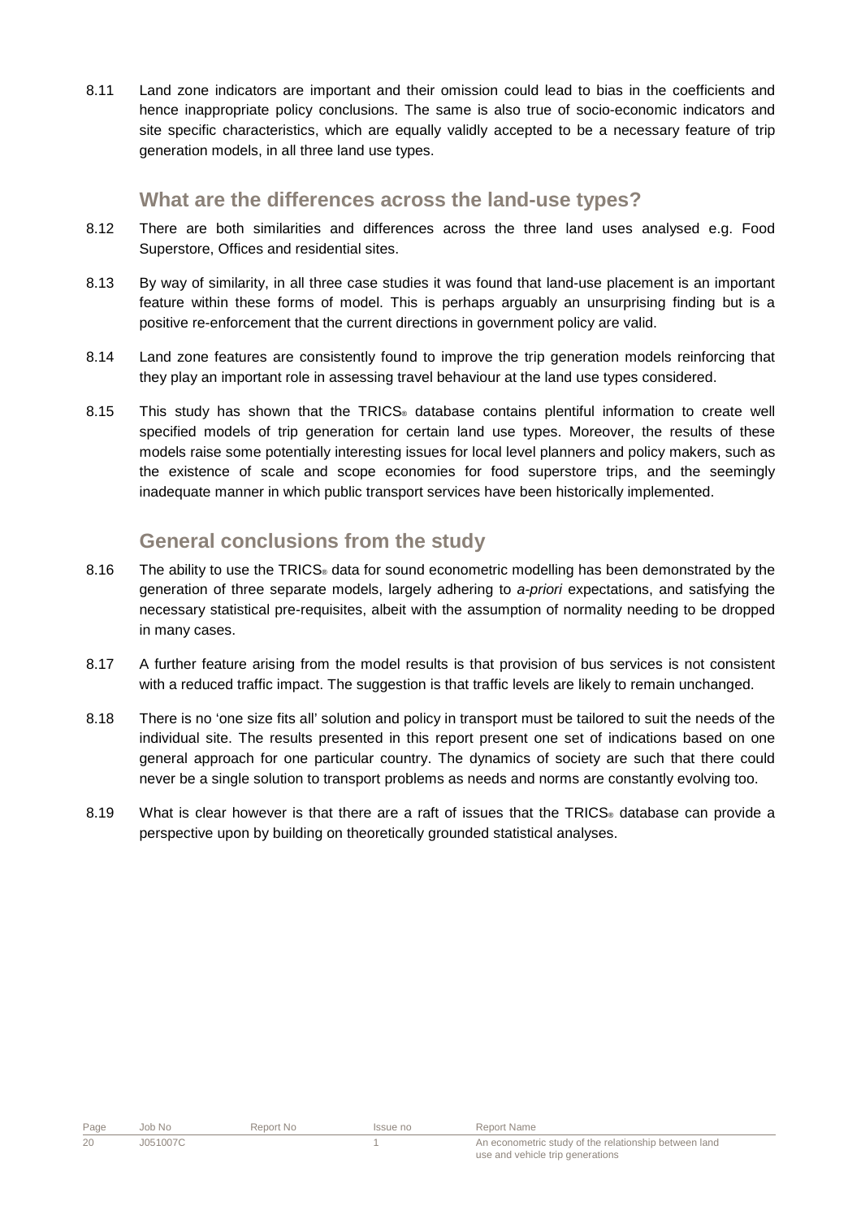8.11 Land zone indicators are important and their omission could lead to bias in the coefficients and hence inappropriate policy conclusions. The same is also true of socio-economic indicators and site specific characteristics, which are equally validly accepted to be a necessary feature of trip generation models, in all three land use types.

## What are the differences across the land-use types?

8.12 There are both similarities and differences across the three land uses analysed e.g. Food Superstore, Offices and residential sites.

8.13 By way of similarity, in all three case studies it was found that land-use placement is an important feature within these forms of model. This is perhaps arguably an unsurprising finding but is a positive re-enforcement that the current directions in government policy are valid.

8.14 Land zone features are consistently found to improve the trip generation models reinforcing that they play an important role in assessing travel behaviour at the land use types considered.

8.15 This study has shown that the TRICS® database contains plentiful information to create well specified models of trip generation for certain land use types. Moreover, the results of these models raise some potentially interesting issues for local level planners and policy makers, such as the existence of scale and scope economies for food superstore trips, and the seemingly inadequate manner in which public transport services have been historically implemented.

## General conclusions from the study

8.16 The ability to use the TRICS® data for sound econometric modelling has been demonstrated by the generation of three separate models, largely adhering to *a-priori* expectations, and satisfying the necessary statistical pre-requisites, albeit with the assumption of normality needing to be dropped in many cases.

8.17 A further feature arising from the model results is that provision of bus services is not consistent with a reduced traffic impact. The suggestion is that traffic levels are likely to remain unchanged.

8.18 There is no 'one size fits all' solution and policy in transport must be tailored to suit the needs of the individual site. The results presented in this report present one set of indications based on one general approach for one particular country. The dynamics of society are such that there could never be a single solution to transport problems as needs and norms are constantly evolving too.

8.19 What is clear however is that there are a raft of issues that the TRICS® database can provide a perspective upon by building on theoretically grounded statistical analyses.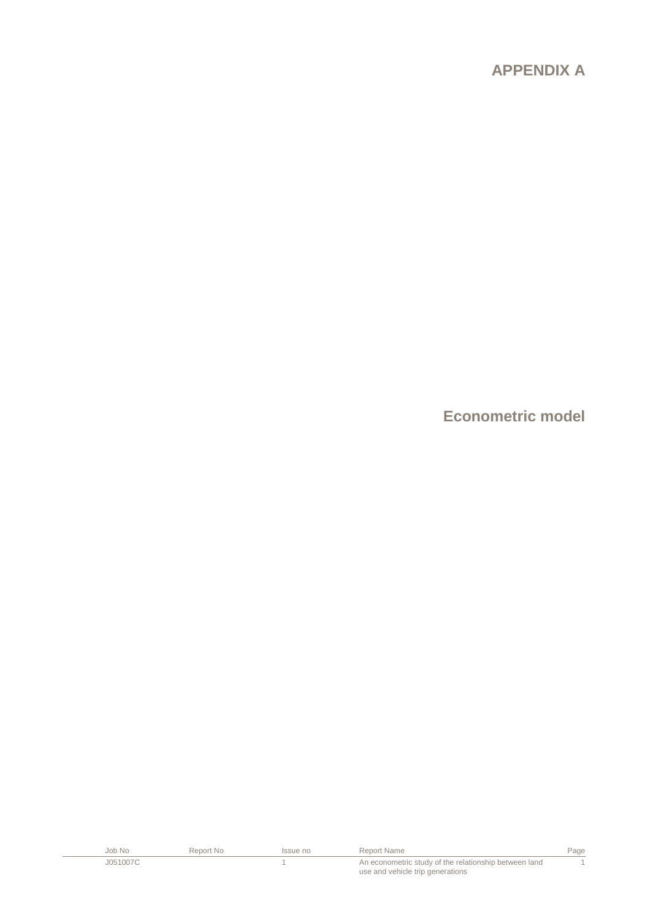# APPENDIX A

## Econometric model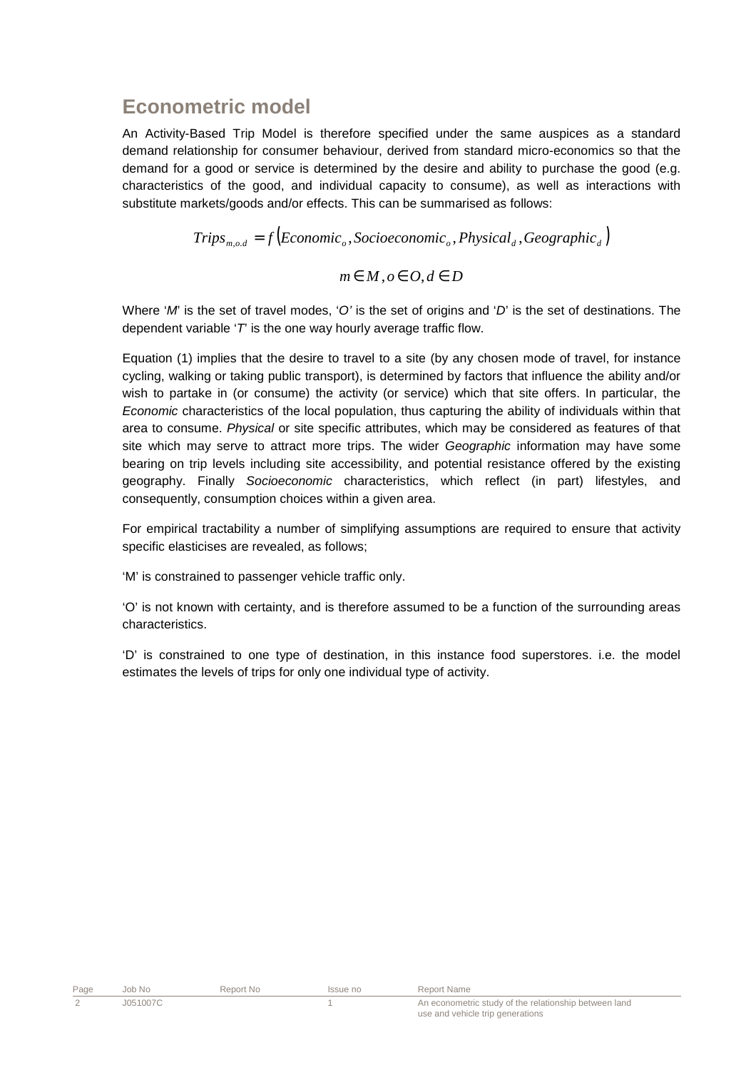## Econometric model

An Activity-Based Trip Model is therefore specified under the same auspices as a standard demand relationship for consumer behaviour, derived from standard micro-economics so that the demand for a good or service is determined by the desire and ability to purchase the good (e.g. characteristics of the good, and individual capacity to consume), as well as interactions with substitute markets/goods and/or effects. This can be summarised as follows:

$$Trips_{m,o.d} = f\left(Economic_o, Socioeconomic_o, Physical_d, Geographic_d\right)$$

$$m \in M, o \in O, d \in D$$

Where '*M*' is the set of travel modes, '*O'* is the set of origins and '*D*' is the set of destinations. The dependent variable '*T*' is the one way hourly average traffic flow.

Equation (1) implies that the desire to travel to a site (by any chosen mode of travel, for instance cycling, walking or taking public transport), is determined by factors that influence the ability and/or wish to partake in (or consume) the activity (or service) which that site offers. In particular, the *Economic* characteristics of the local population, thus capturing the ability of individuals within that area to consume. *Physical* or site specific attributes, which may be considered as features of that site which may serve to attract more trips. The wider *Geographic* information may have some bearing on trip levels including site accessibility, and potential resistance offered by the existing geography. Finally *Socioeconomic* characteristics, which reflect (in part) lifestyles, and consequently, consumption choices within a given area.

For empirical tractability a number of simplifying assumptions are required to ensure that activity specific elasticises are revealed, as follows;

'M' is constrained to passenger vehicle traffic only.

'O' is not known with certainty, and is therefore assumed to be a function of the surrounding areas characteristics.

'D' is constrained to one type of destination, in this instance food superstores. i.e. the model estimates the levels of trips for only one individual type of activity.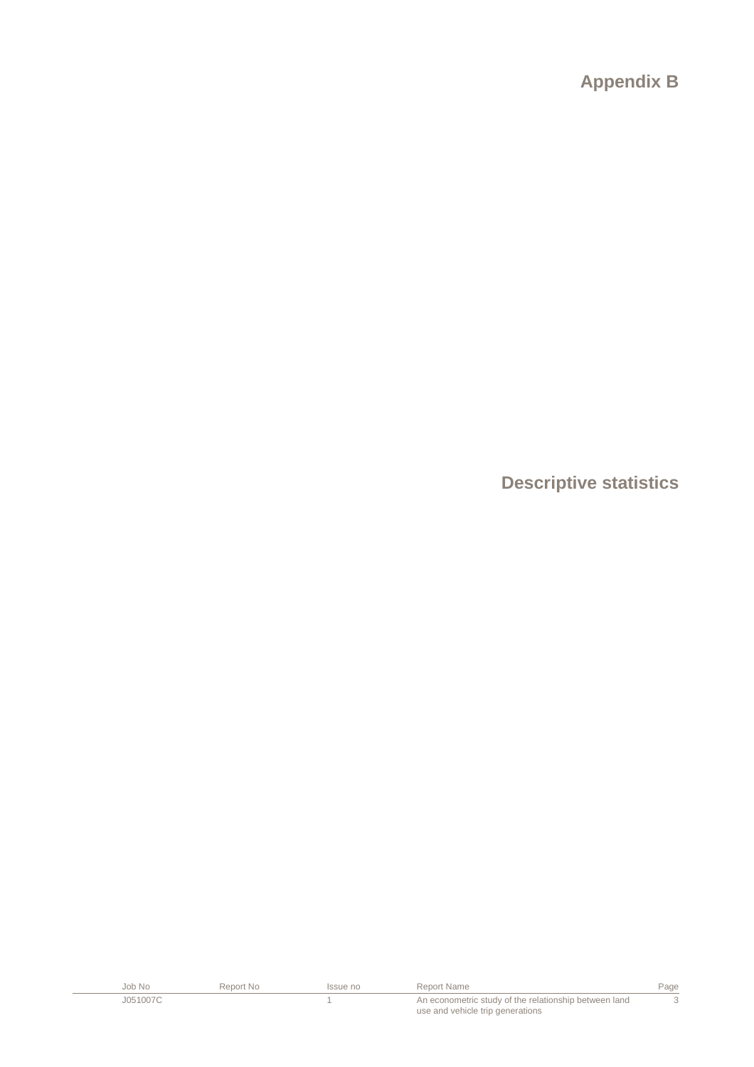# Appendix B

# Descriptive statistics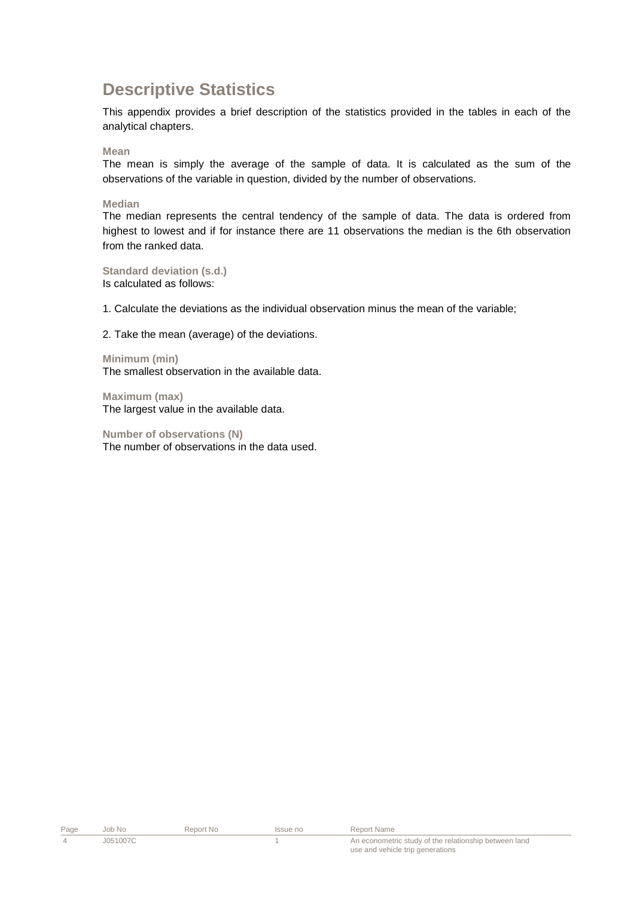# Descriptive Statistics

This appendix provides a brief description of the statistics provided in the tables in each of the analytical chapters.

**Mean**

The mean is simply the average of the sample of data. It is calculated as the sum of the observations of the variable in question, divided by the number of observations.

**Median**

The median represents the central tendency of the sample of data. The data is ordered from highest to lowest and if for instance there are 11 observations the median is the 6th observation from the ranked data.

**Standard deviation (s.d.)**

Is calculated as follows:

1. Calculate the deviations as the individual observation minus the mean of the variable;

2. Take the mean (average) of the deviations.

**Minimum (min)**

The smallest observation in the available data.

**Maximum (max)**

The largest value in the available data.

**Number of observations (N)**

The number of observations in the data used.